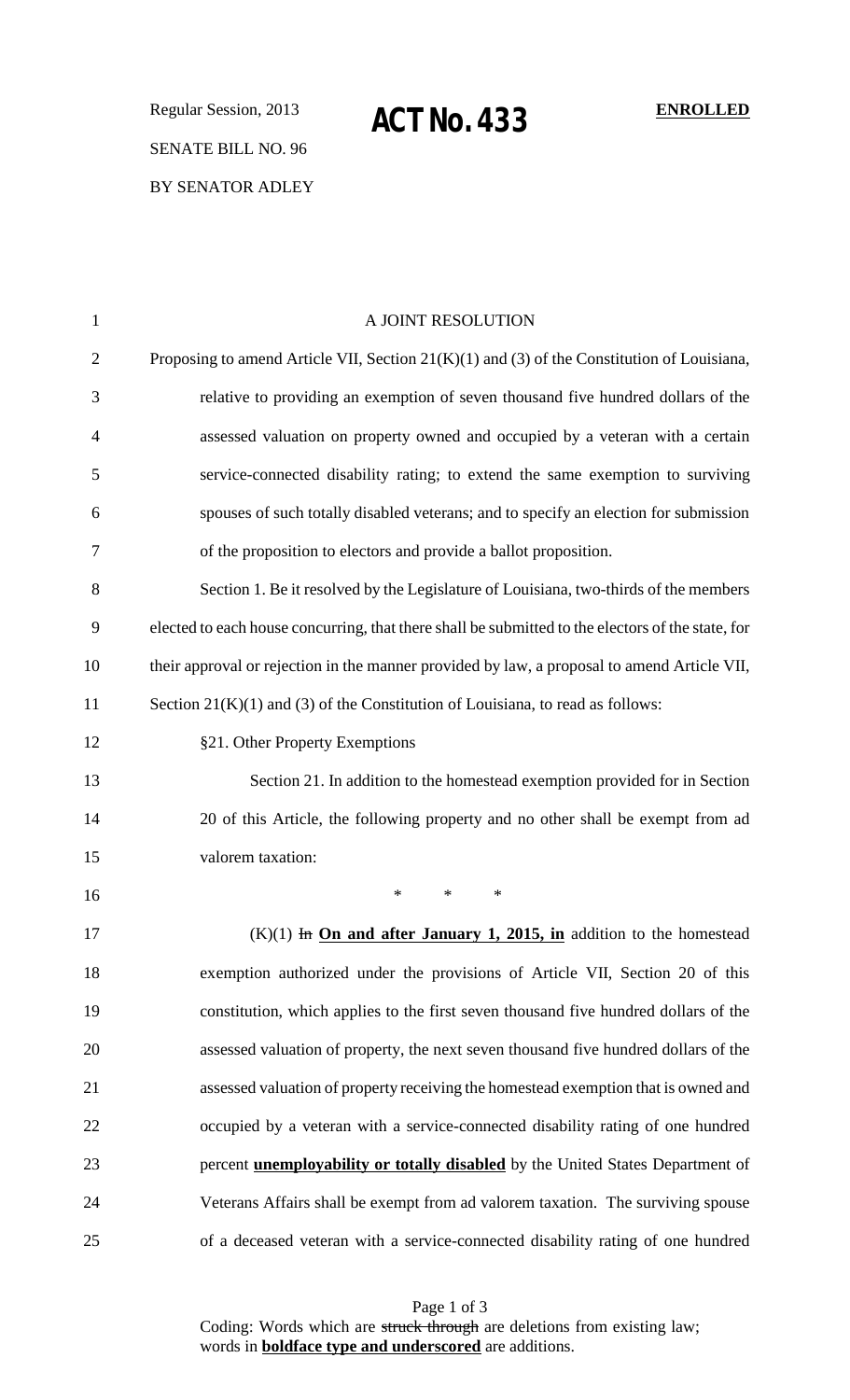Regular Session, 2013

# ACT No. 433

**ENROLLED**

SENATE BILL NO. 96

BY SENATOR ADLEY

A JOINT RESOLUTION

Proposing to amend Article VII, Section 21(K)(1) and (3) of the Constitution of Louisiana, relative to providing an exemption of seven thousand five hundred dollars of the assessed valuation on property owned and occupied by a veteran with a certain service-connected disability rating; to extend the same exemption to surviving spouses of such totally disabled veterans; and to specify an election for submission of the proposition to electors and provide a ballot proposition.

Section 1. Be it resolved by the Legislature of Louisiana, two-thirds of the members elected to each house concurring, that there shall be submitted to the electors of the state, for their approval or rejection in the manner provided by law, a proposal to amend Article VII, Section 21(K)(1) and (3) of the Constitution of Louisiana, to read as follows:

§21. Other Property Exemptions

Section 21. In addition to the homestead exemption provided for in Section 20 of this Article, the following property and no other shall be exempt from ad valorem taxation:

\* \* \*

(K)(1) ~~In~~ **<u>On and after January 1, 2015, in</u>** addition to the homestead exemption authorized under the provisions of Article VII, Section 20 of this constitution, which applies to the first seven thousand five hundred dollars of the assessed valuation of property, the next seven thousand five hundred dollars of the assessed valuation of property receiving the homestead exemption that is owned and occupied by a veteran with a service-connected disability rating of one hundred percent **<u>unemployability or totally disabled</u>** by the United States Department of Veterans Affairs shall be exempt from ad valorem taxation. The surviving spouse of a deceased veteran with a service-connected disability rating of one hundred

Coding: Words which are ~~struck through~~ are deletions from existing law; words in **<u>boldface type and underscored</u>** are additions.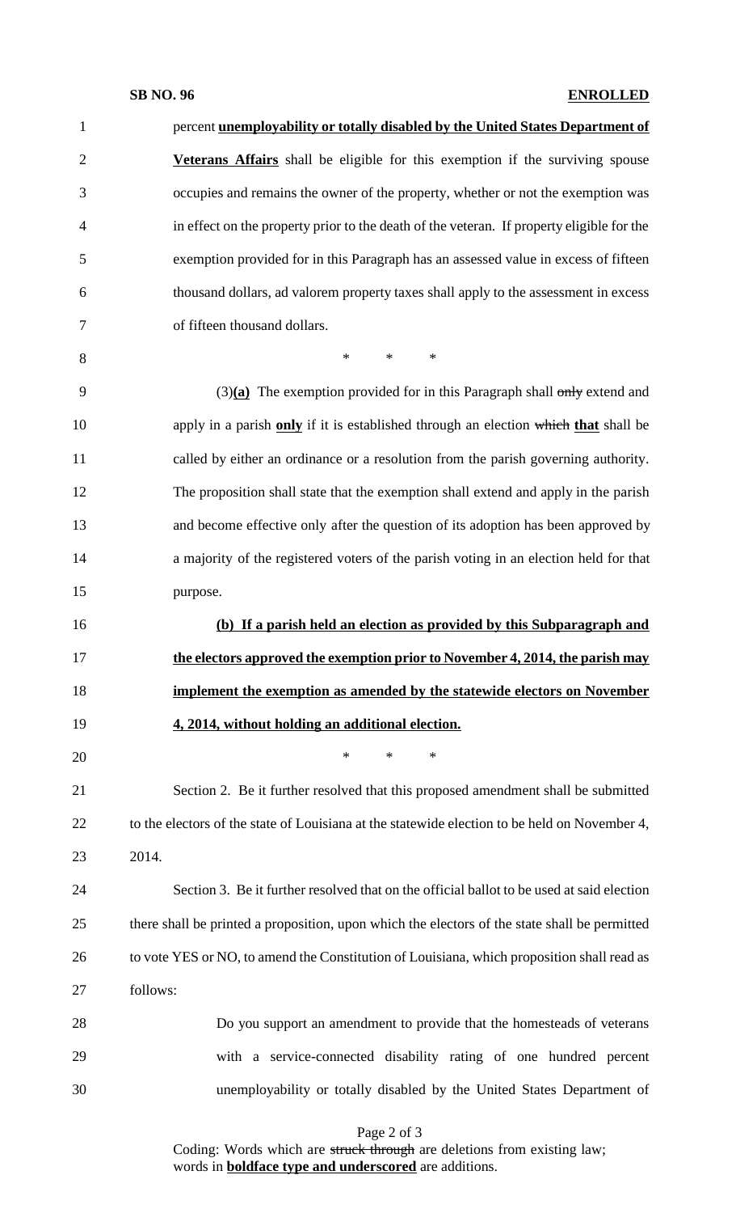percent **unemployability or totally disabled by the United States Department of Veterans Affairs** shall be eligible for this exemption if the surviving spouse occupies and remains the owner of the property, whether or not the exemption was in effect on the property prior to the death of the veteran. If property eligible for the exemption provided for in this Paragraph has an assessed value in excess of fifteen thousand dollars, ad valorem property taxes shall apply to the assessment in excess of fifteen thousand dollars.

\* \* \*

(3)**(a)** The exemption provided for in this Paragraph shall ~~only~~ extend and apply in a parish **only** if it is established through an election ~~which~~ **that** shall be called by either an ordinance or a resolution from the parish governing authority. The proposition shall state that the exemption shall extend and apply in the parish and become effective only after the question of its adoption has been approved by a majority of the registered voters of the parish voting in an election held for that purpose.

**(b) If a parish held an election as provided by this Subparagraph and the electors approved the exemption prior to November 4, 2014, the parish may implement the exemption as amended by the statewide electors on November 4, 2014, without holding an additional election.**

\* \* \*

Section 2. Be it further resolved that this proposed amendment shall be submitted to the electors of the state of Louisiana at the statewide election to be held on November 4, 2014.

Section 3. Be it further resolved that on the official ballot to be used at said election there shall be printed a proposition, upon which the electors of the state shall be permitted to vote YES or NO, to amend the Constitution of Louisiana, which proposition shall read as follows:

Do you support an amendment to provide that the homesteads of veterans with a service-connected disability rating of one hundred percent unemployability or totally disabled by the United States Department of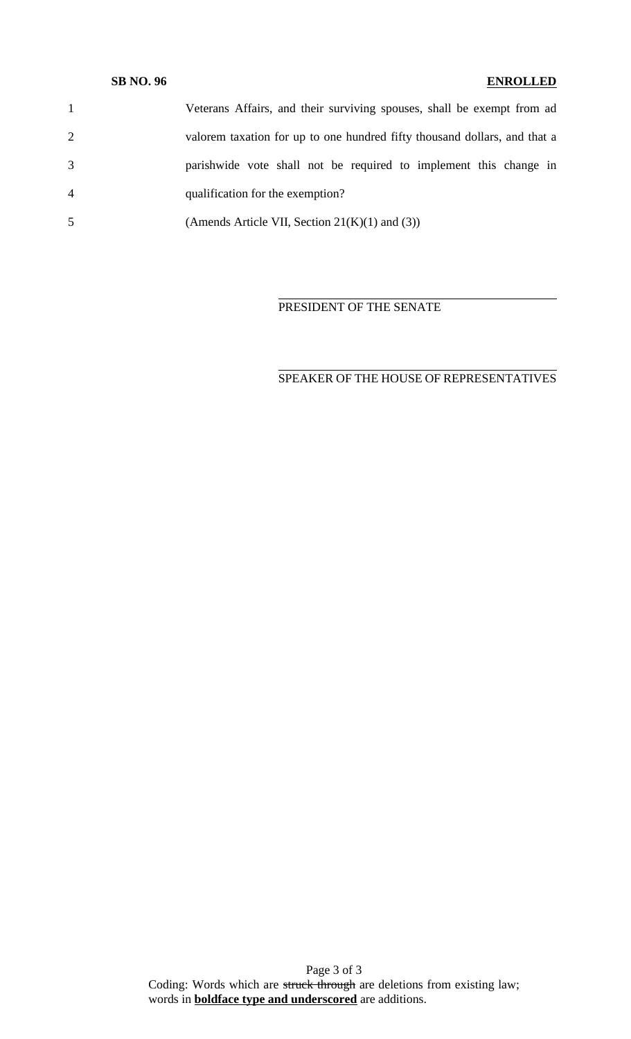Veterans Affairs, and their surviving spouses, shall be exempt from ad valorem taxation for up to one hundred fifty thousand dollars, and that a parishwide vote shall not be required to implement this change in qualification for the exemption?

(Amends Article VII, Section 21(K)(1) and (3))

PRESIDENT OF THE SENATE

SPEAKER OF THE HOUSE OF REPRESENTATIVES

Coding: Words which are ~~struck through~~ are deletions from existing law; words in **boldface type and underscored** are additions.